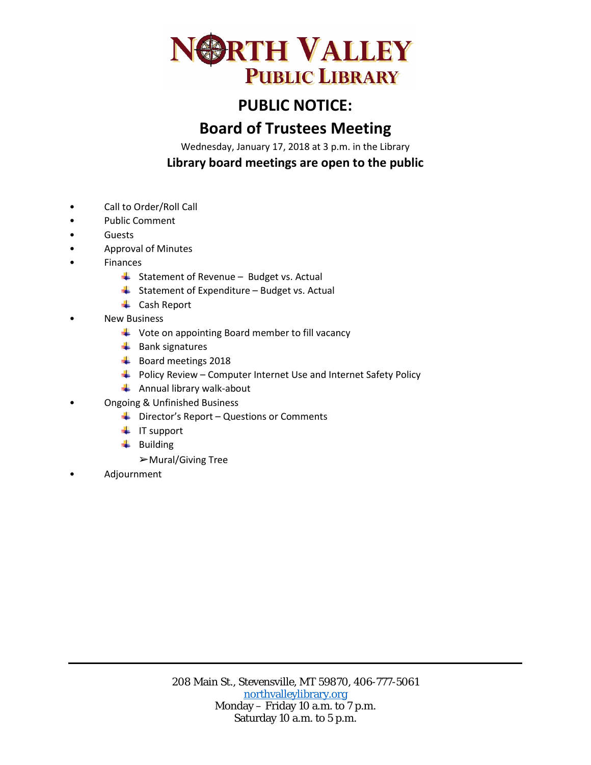# NORTH VALLEY PUBLIC LIBRARY

## PUBLIC NOTICE:

## Board of Trustees Meeting

Wednesday, January 17, 2018 at 3 p.m. in the Library

**Library board meetings are open to the public**

- Call to Order/Roll Call
- Public Comment
- Guests
- Approval of Minutes
- Finances
  - Statement of Revenue – Budget vs. Actual
  - Statement of Expenditure – Budget vs. Actual
  - Cash Report
- New Business
  - Vote on appointing Board member to fill vacancy
  - Bank signatures
  - Board meetings 2018
  - Policy Review – Computer Internet Use and Internet Safety Policy
  - Annual library walk-about
- Ongoing & Unfinished Business
  - Director's Report – Questions or Comments
  - IT support
  - Building
    - Mural/Giving Tree
- Adjournment

---

208 Main St., Stevensville, MT 59870, 406-777-5061
northvalleylibrary.org
Monday – Friday 10 a.m. to 7 p.m.
Saturday 10 a.m. to 5 p.m.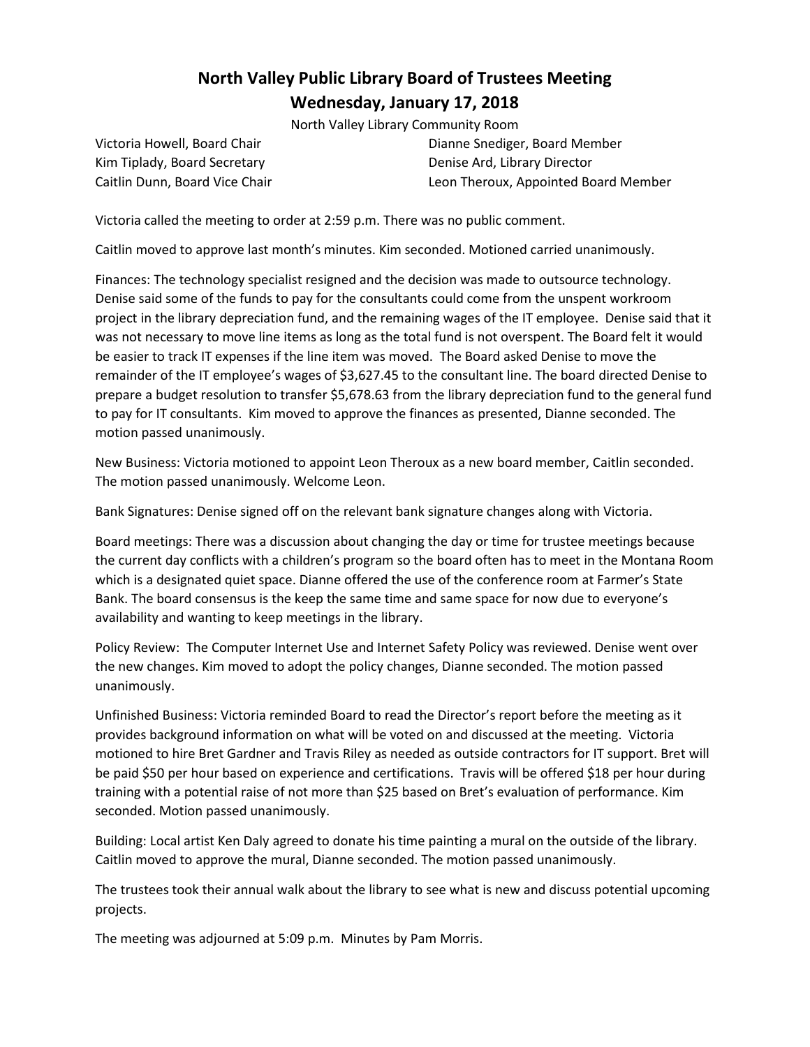# North Valley Public Library Board of Trustees Meeting
# Wednesday, January 17, 2018

North Valley Library Community Room

Victoria Howell, Board Chair
Kim Tiplady, Board Secretary
Caitlin Dunn, Board Vice Chair
Dianne Snediger, Board Member
Denise Ard, Library Director
Leon Theroux, Appointed Board Member

Victoria called the meeting to order at 2:59 p.m. There was no public comment.

Caitlin moved to approve last month's minutes. Kim seconded. Motioned carried unanimously.

Finances: The technology specialist resigned and the decision was made to outsource technology. Denise said some of the funds to pay for the consultants could come from the unspent workroom project in the library depreciation fund, and the remaining wages of the IT employee. Denise said that it was not necessary to move line items as long as the total fund is not overspent. The Board felt it would be easier to track IT expenses if the line item was moved. The Board asked Denise to move the remainder of the IT employee's wages of $3,627.45 to the consultant line. The board directed Denise to prepare a budget resolution to transfer $5,678.63 from the library depreciation fund to the general fund to pay for IT consultants. Kim moved to approve the finances as presented, Dianne seconded. The motion passed unanimously.

New Business: Victoria motioned to appoint Leon Theroux as a new board member, Caitlin seconded. The motion passed unanimously. Welcome Leon.

Bank Signatures: Denise signed off on the relevant bank signature changes along with Victoria.

Board meetings: There was a discussion about changing the day or time for trustee meetings because the current day conflicts with a children's program so the board often has to meet in the Montana Room which is a designated quiet space. Dianne offered the use of the conference room at Farmer's State Bank. The board consensus is the keep the same time and same space for now due to everyone's availability and wanting to keep meetings in the library.

Policy Review: The Computer Internet Use and Internet Safety Policy was reviewed. Denise went over the new changes. Kim moved to adopt the policy changes, Dianne seconded. The motion passed unanimously.

Unfinished Business: Victoria reminded Board to read the Director's report before the meeting as it provides background information on what will be voted on and discussed at the meeting. Victoria motioned to hire Bret Gardner and Travis Riley as needed as outside contractors for IT support. Bret will be paid $50 per hour based on experience and certifications. Travis will be offered $18 per hour during training with a potential raise of not more than $25 based on Bret's evaluation of performance. Kim seconded. Motion passed unanimously.

Building: Local artist Ken Daly agreed to donate his time painting a mural on the outside of the library. Caitlin moved to approve the mural, Dianne seconded. The motion passed unanimously.

The trustees took their annual walk about the library to see what is new and discuss potential upcoming projects.

The meeting was adjourned at 5:09 p.m. Minutes by Pam Morris.